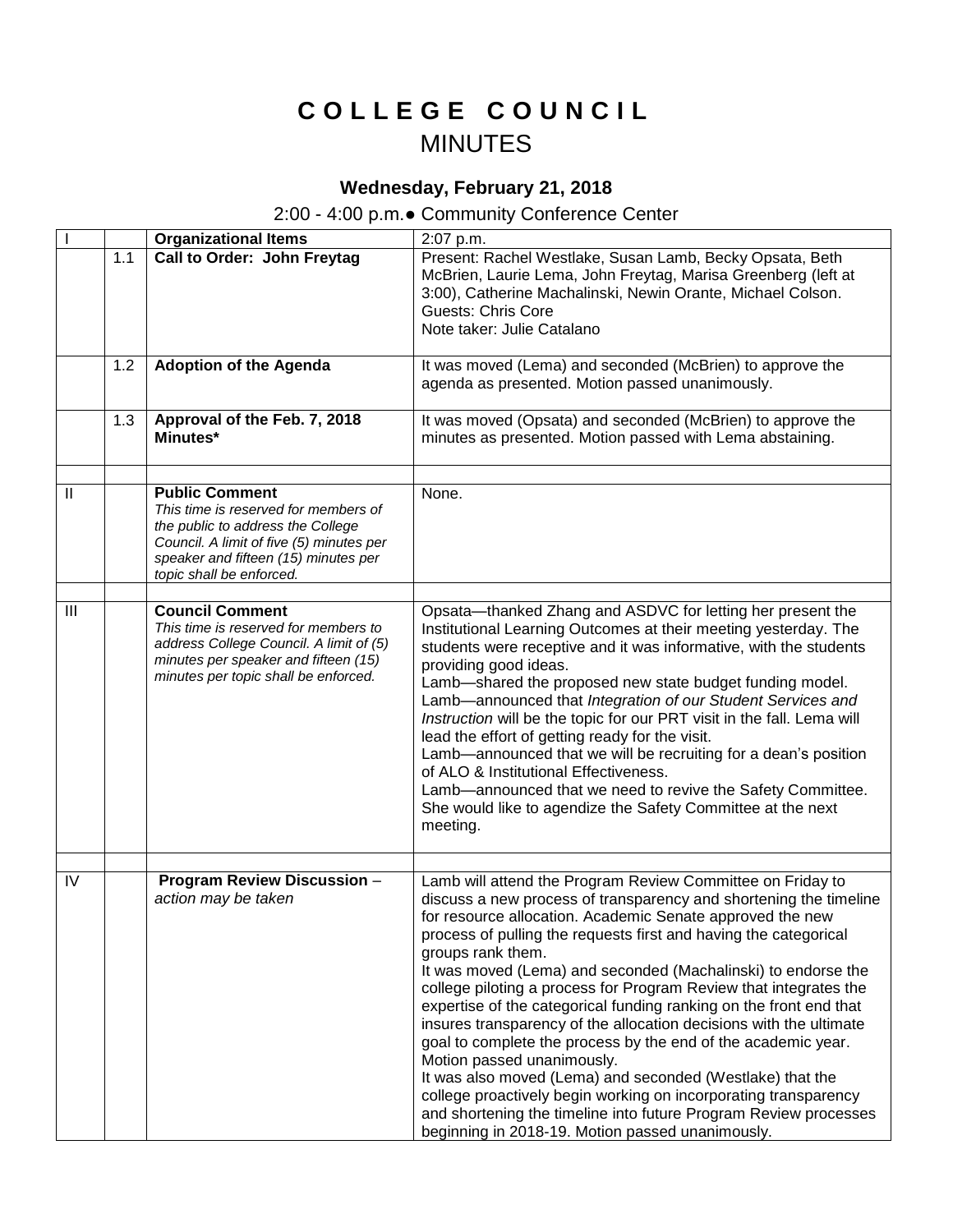# COLLEGE COUNCIL
## MINUTES

### Wednesday, February 21, 2018

2:00 - 4:00 p.m.● Community Conference Center

| | | | |
|---|---|---|---|
| I | | **Organizational Items** | 2:07 p.m. |
| | 1.1 | **Call to Order: John Freytag** | Present: Rachel Westlake, Susan Lamb, Becky Opsata, Beth McBrien, Laurie Lema, John Freytag, Marisa Greenberg (left at 3:00), Catherine Machalinski, Newin Orante, Michael Colson.<br>Guests: Chris Core<br>Note taker: Julie Catalano |
| | 1.2 | **Adoption of the Agenda** | It was moved (Lema) and seconded (McBrien) to approve the agenda as presented. Motion passed unanimously. |
| | 1.3 | **Approval of the Feb. 7, 2018 Minutes*** | It was moved (Opsata) and seconded (McBrien) to approve the minutes as presented. Motion passed with Lema abstaining. |
| | | | |
| II | | **Public Comment**<br>*This time is reserved for members of the public to address the College Council. A limit of five (5) minutes per speaker and fifteen (15) minutes per topic shall be enforced.* | None. |
| | | | |
| III | | **Council Comment**<br>*This time is reserved for members to address College Council. A limit of (5) minutes per speaker and fifteen (15) minutes per topic shall be enforced.* | Opsata—thanked Zhang and ASDVC for letting her present the Institutional Learning Outcomes at their meeting yesterday. The students were receptive and it was informative, with the students providing good ideas.<br>Lamb—shared the proposed new state budget funding model.<br>Lamb—announced that *Integration of our Student Services and Instruction* will be the topic for our PRT visit in the fall. Lema will lead the effort of getting ready for the visit.<br>Lamb—announced that we will be recruiting for a dean's position of ALO & Institutional Effectiveness.<br>Lamb—announced that we need to revive the Safety Committee. She would like to agendize the Safety Committee at the next meeting. |
| | | | |
| IV | | **Program Review Discussion** – *action may be taken* | Lamb will attend the Program Review Committee on Friday to discuss a new process of transparency and shortening the timeline for resource allocation. Academic Senate approved the new process of pulling the requests first and having the categorical groups rank them.<br>It was moved (Lema) and seconded (Machalinski) to endorse the college piloting a process for Program Review that integrates the expertise of the categorical funding ranking on the front end that insures transparency of the allocation decisions with the ultimate goal to complete the process by the end of the academic year. Motion passed unanimously.<br>It was also moved (Lema) and seconded (Westlake) that the college proactively begin working on incorporating transparency and shortening the timeline into future Program Review processes beginning in 2018-19. Motion passed unanimously. |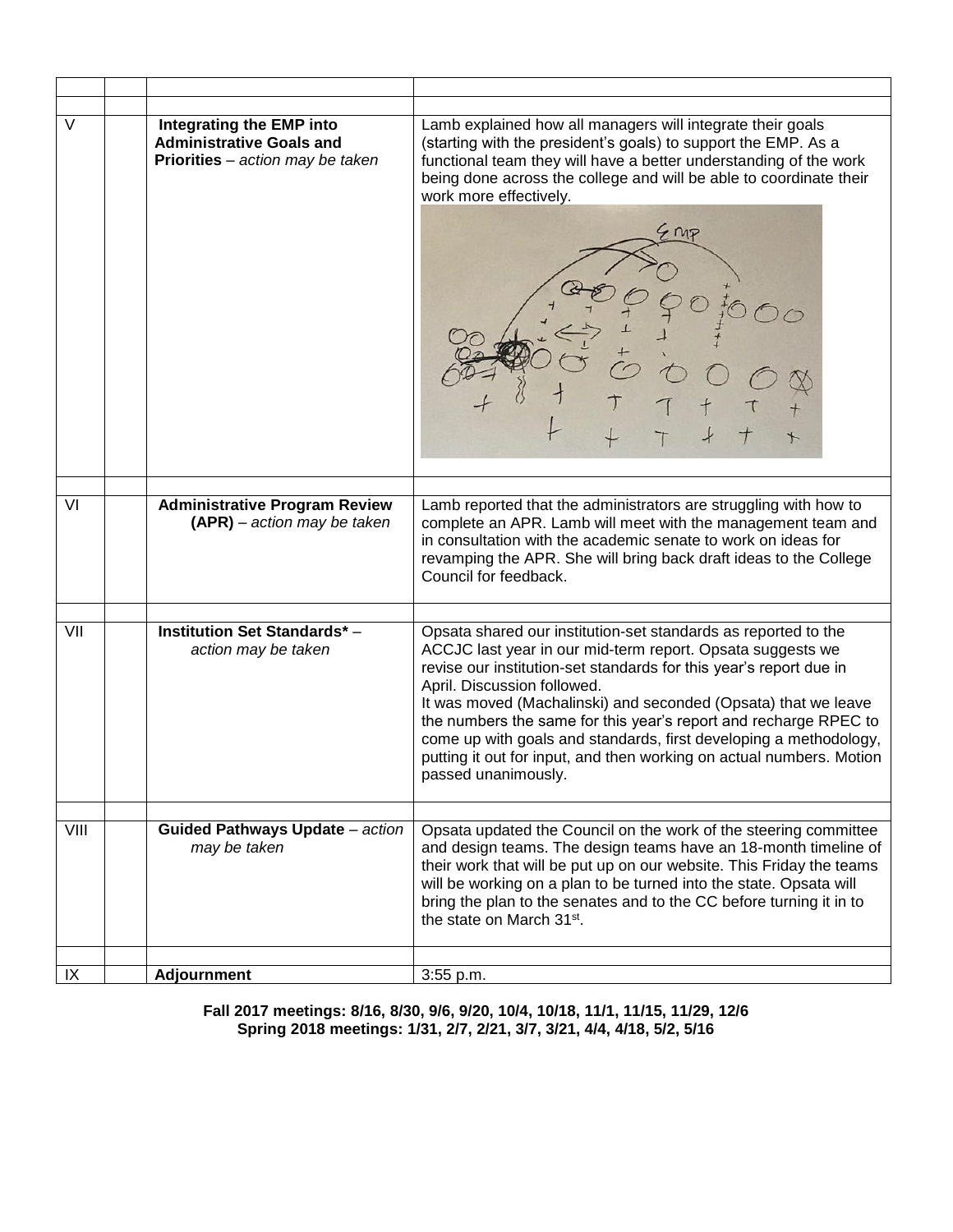| | | | |
|---|---|---|---|
| | | | |
| V | | **Integrating the EMP into Administrative Goals and Priorities** – *action may be taken* | Lamb explained how all managers will integrate their goals (starting with the president's goals) to support the EMP. As a functional team they will have a better understanding of the work being done across the college and will be able to coordinate their work more effectively. |
| | | | |
| VI | | **Administrative Program Review (APR)** – *action may be taken* | Lamb reported that the administrators are struggling with how to complete an APR. Lamb will meet with the management team and in consultation with the academic senate to work on ideas for revamping the APR. She will bring back draft ideas to the College Council for feedback. |
| | | | |
| VII | | **Institution Set Standards*** – *action may be taken* | Opsata shared our institution-set standards as reported to the ACCJC last year in our mid-term report. Opsata suggests we revise our institution-set standards for this year's report due in April. Discussion followed. It was moved (Machalinski) and seconded (Opsata) that we leave the numbers the same for this year's report and recharge RPEC to come up with goals and standards, first developing a methodology, putting it out for input, and then working on actual numbers. Motion passed unanimously. |
| | | | |
| VIII | | **Guided Pathways Update** – *action may be taken* | Opsata updated the Council on the work of the steering committee and design teams. The design teams have an 18-month timeline of their work that will be put up on our website. This Friday the teams will be working on a plan to be turned into the state. Opsata will bring the plan to the senates and to the CC before turning it in to the state on March 31st. |
| | | | |
| IX | | **Adjournment** | 3:55 p.m. |

**Fall 2017 meetings: 8/16, 8/30, 9/6, 9/20, 10/4, 10/18, 11/1, 11/15, 11/29, 12/6**
**Spring 2018 meetings: 1/31, 2/7, 2/21, 3/7, 3/21, 4/4, 4/18, 5/2, 5/16**